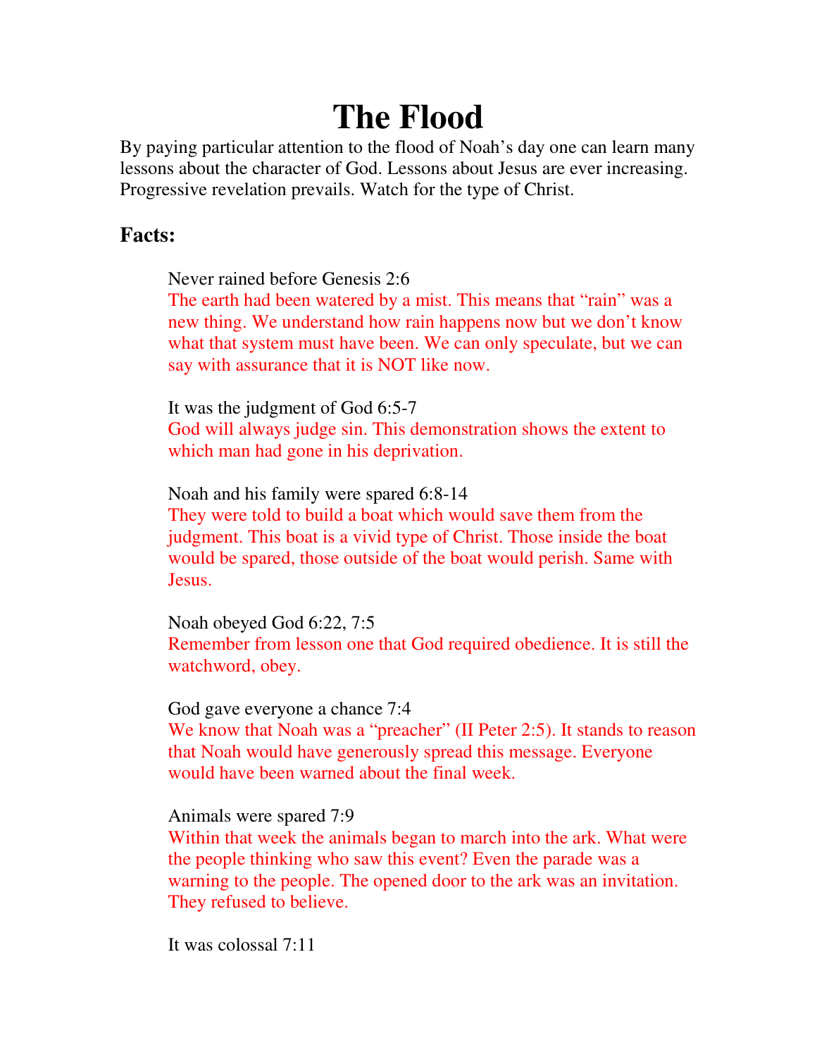# The Flood

By paying particular attention to the flood of Noah's day one can learn many lessons about the character of God. Lessons about Jesus are ever increasing. Progressive revelation prevails. Watch for the type of Christ.

## Facts:

Never rained before Genesis 2:6

The earth had been watered by a mist. This means that "rain" was a new thing. We understand how rain happens now but we don't know what that system must have been. We can only speculate, but we can say with assurance that it is NOT like now.

It was the judgment of God 6:5-7

God will always judge sin. This demonstration shows the extent to which man had gone in his deprivation.

Noah and his family were spared 6:8-14

They were told to build a boat which would save them from the judgment. This boat is a vivid type of Christ. Those inside the boat would be spared, those outside of the boat would perish. Same with Jesus.

Noah obeyed God 6:22, 7:5

Remember from lesson one that God required obedience. It is still the watchword, obey.

God gave everyone a chance 7:4

We know that Noah was a "preacher" (II Peter 2:5). It stands to reason that Noah would have generously spread this message. Everyone would have been warned about the final week.

Animals were spared 7:9

Within that week the animals began to march into the ark. What were the people thinking who saw this event? Even the parade was a warning to the people. The opened door to the ark was an invitation. They refused to believe.

It was colossal 7:11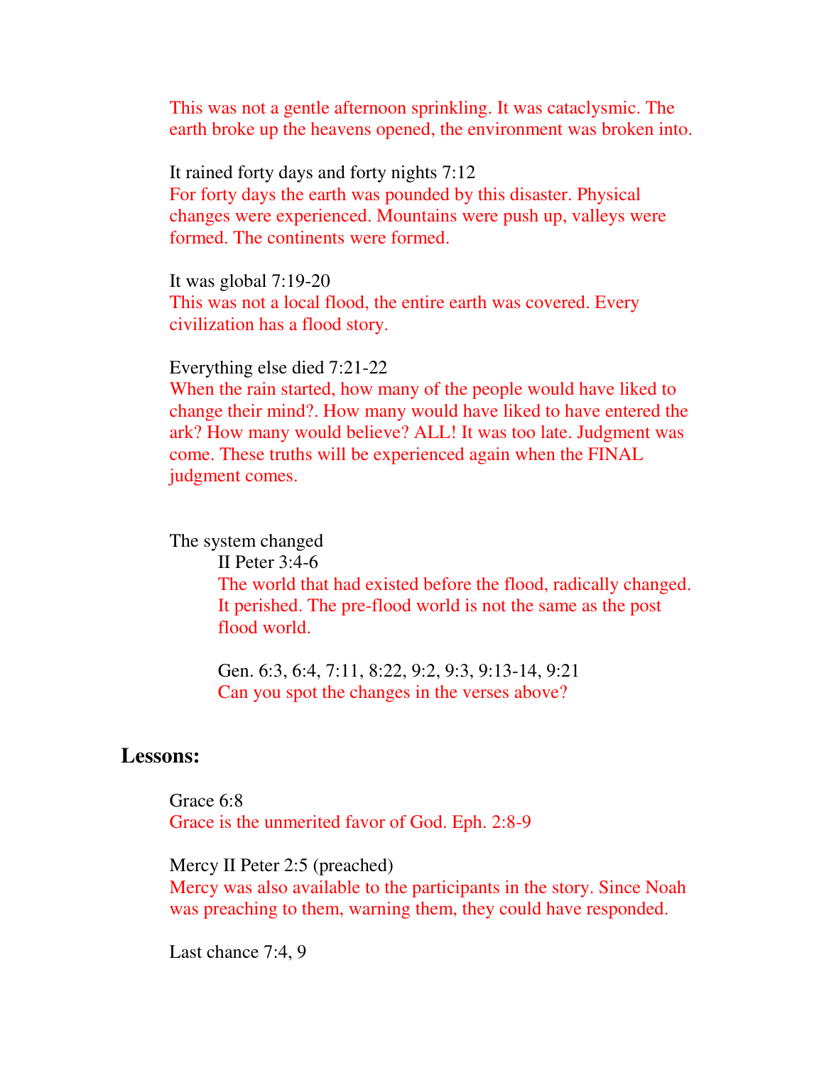This was not a gentle afternoon sprinkling. It was cataclysmic. The earth broke up the heavens opened, the environment was broken into.

It rained forty days and forty nights 7:12
For forty days the earth was pounded by this disaster. Physical changes were experienced. Mountains were push up, valleys were formed. The continents were formed.

It was global 7:19-20
This was not a local flood, the entire earth was covered. Every civilization has a flood story.

Everything else died 7:21-22
When the rain started, how many of the people would have liked to change their mind?. How many would have liked to have entered the ark? How many would believe? ALL! It was too late. Judgment was come. These truths will be experienced again when the FINAL judgment comes.

The system changed

II Peter 3:4-6
The world that had existed before the flood, radically changed. It perished. The pre-flood world is not the same as the post flood world.

Gen. 6:3, 6:4, 7:11, 8:22, 9:2, 9:3, 9:13-14, 9:21
Can you spot the changes in the verses above?

## Lessons:

Grace 6:8
Grace is the unmerited favor of God. Eph. 2:8-9

Mercy II Peter 2:5 (preached)
Mercy was also available to the participants in the story. Since Noah was preaching to them, warning them, they could have responded.

Last chance 7:4, 9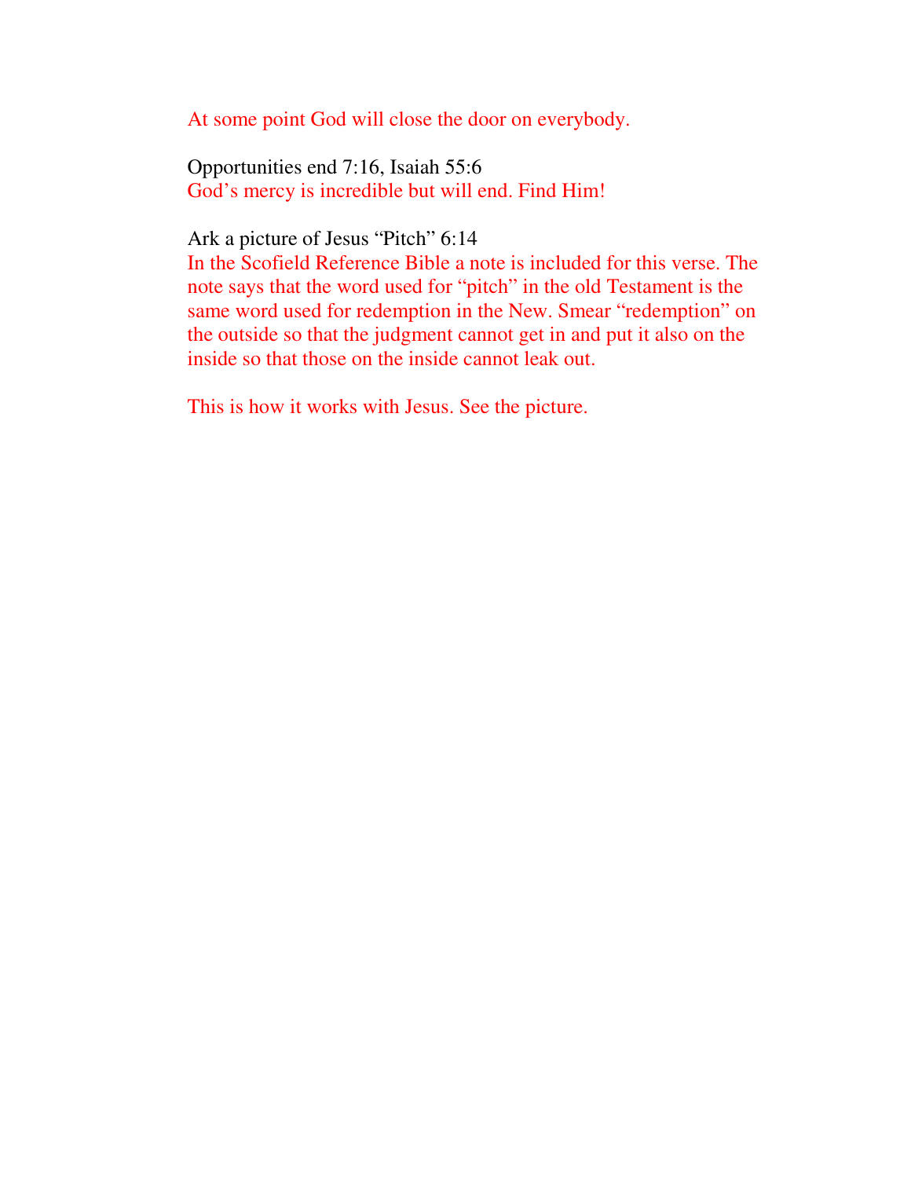At some point God will close the door on everybody.

Opportunities end 7:16, Isaiah 55:6
God's mercy is incredible but will end. Find Him!

Ark a picture of Jesus "Pitch" 6:14
In the Scofield Reference Bible a note is included for this verse. The note says that the word used for "pitch" in the old Testament is the same word used for redemption in the New. Smear "redemption" on the outside so that the judgment cannot get in and put it also on the inside so that those on the inside cannot leak out.

This is how it works with Jesus. See the picture.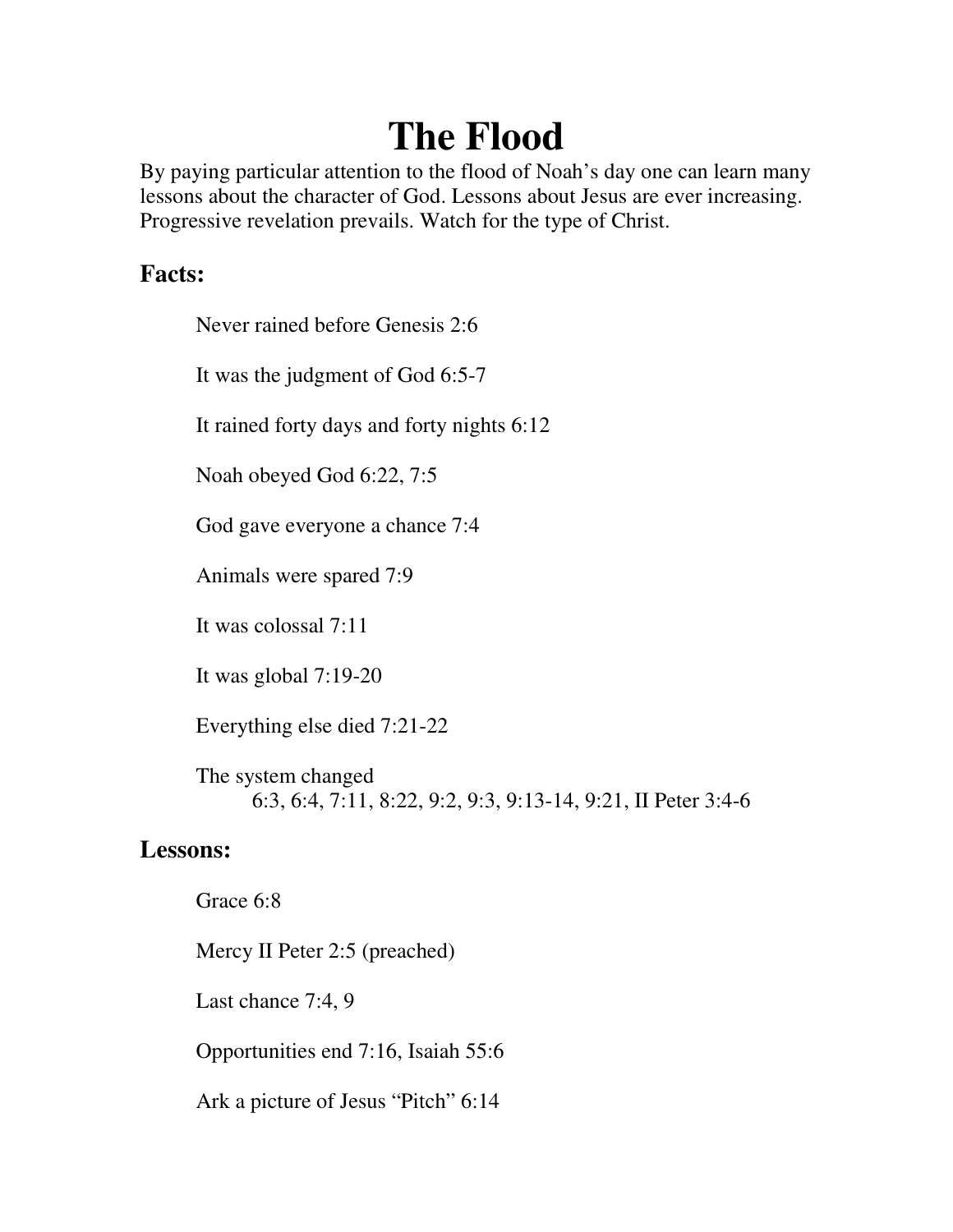# The Flood

By paying particular attention to the flood of Noah's day one can learn many lessons about the character of God. Lessons about Jesus are ever increasing. Progressive revelation prevails. Watch for the type of Christ.

## Facts:

Never rained before Genesis 2:6

It was the judgment of God 6:5-7

It rained forty days and forty nights 6:12

Noah obeyed God 6:22, 7:5

God gave everyone a chance 7:4

Animals were spared 7:9

It was colossal 7:11

It was global 7:19-20

Everything else died 7:21-22

The system changed
6:3, 6:4, 7:11, 8:22, 9:2, 9:3, 9:13-14, 9:21, II Peter 3:4-6

## Lessons:

Grace 6:8

Mercy II Peter 2:5 (preached)

Last chance 7:4, 9

Opportunities end 7:16, Isaiah 55:6

Ark a picture of Jesus "Pitch" 6:14